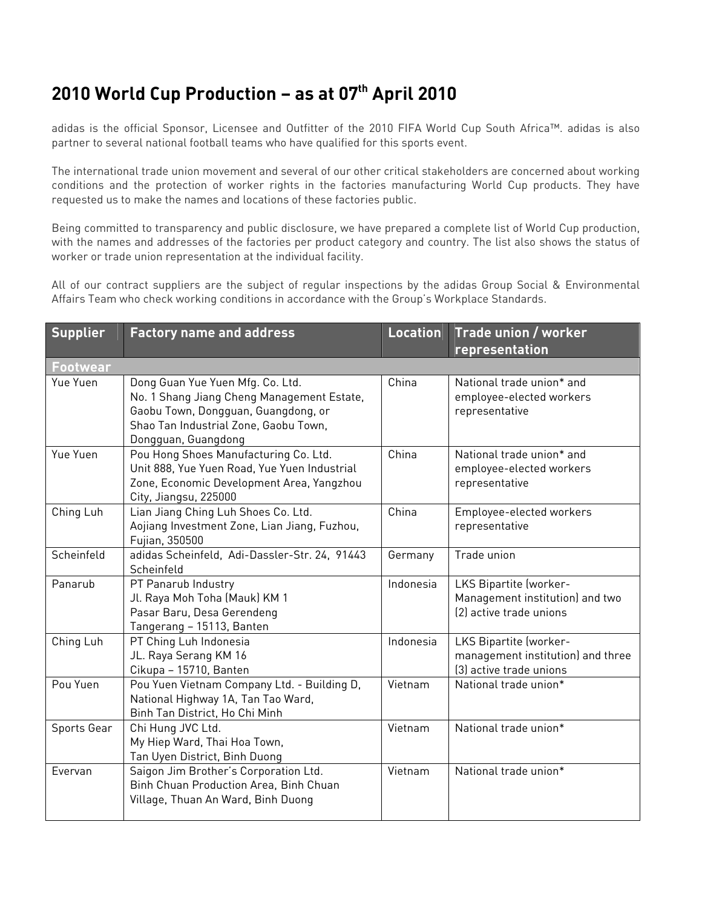# 2010 World Cup Production – as at 07th April 2010

adidas is the official Sponsor, Licensee and Outfitter of the 2010 FIFA World Cup South Africa™. adidas is also partner to several national football teams who have qualified for this sports event.

The international trade union movement and several of our other critical stakeholders are concerned about working conditions and the protection of worker rights in the factories manufacturing World Cup products. They have requested us to make the names and locations of these factories public.

Being committed to transparency and public disclosure, we have prepared a complete list of World Cup production, with the names and addresses of the factories per product category and country. The list also shows the status of worker or trade union representation at the individual facility.

All of our contract suppliers are the subject of regular inspections by the adidas Group Social & Environmental Affairs Team who check working conditions in accordance with the Group's Workplace Standards.

| Supplier | Factory name and address | Location | Trade union / worker representation |
|---|---|---|---|
| **Footwear** | | | |
| Yue Yuen | Dong Guan Yue Yuen Mfg. Co. Ltd. No. 1 Shang Jiang Cheng Management Estate, Gaobu Town, Dongguan, Guangdong, or Shao Tan Industrial Zone, Gaobu Town, Dongguan, Guangdong | China | National trade union* and employee-elected workers representative |
| Yue Yuen | Pou Hong Shoes Manufacturing Co. Ltd. Unit 888, Yue Yuen Road, Yue Yuen Industrial Zone, Economic Development Area, Yangzhou City, Jiangsu, 225000 | China | National trade union* and employee-elected workers representative |
| Ching Luh | Lian Jiang Ching Luh Shoes Co. Ltd. Aojiang Investment Zone, Lian Jiang, Fuzhou, Fujian, 350500 | China | Employee-elected workers representative |
| Scheinfeld | adidas Scheinfeld, Adi-Dassler-Str. 24, 91443 Scheinfeld | Germany | Trade union |
| Panarub | PT Panarub Industry Jl. Raya Moh Toha (Mauk) KM 1 Pasar Baru, Desa Gerendeng Tangerang – 15113, Banten | Indonesia | LKS Bipartite (worker-Management institution) and two (2) active trade unions |
| Ching Luh | PT Ching Luh Indonesia JL. Raya Serang KM 16 Cikupa – 15710, Banten | Indonesia | LKS Bipartite (worker-management institution) and three (3) active trade unions |
| Pou Yuen | Pou Yuen Vietnam Company Ltd. - Building D, National Highway 1A, Tan Tao Ward, Binh Tan District, Ho Chi Minh | Vietnam | National trade union* |
| Sports Gear | Chi Hung JVC Ltd. My Hiep Ward, Thai Hoa Town, Tan Uyen District, Binh Duong | Vietnam | National trade union* |
| Evervan | Saigon Jim Brother's Corporation Ltd. Binh Chuan Production Area, Binh Chuan Village, Thuan An Ward, Binh Duong | Vietnam | National trade union* |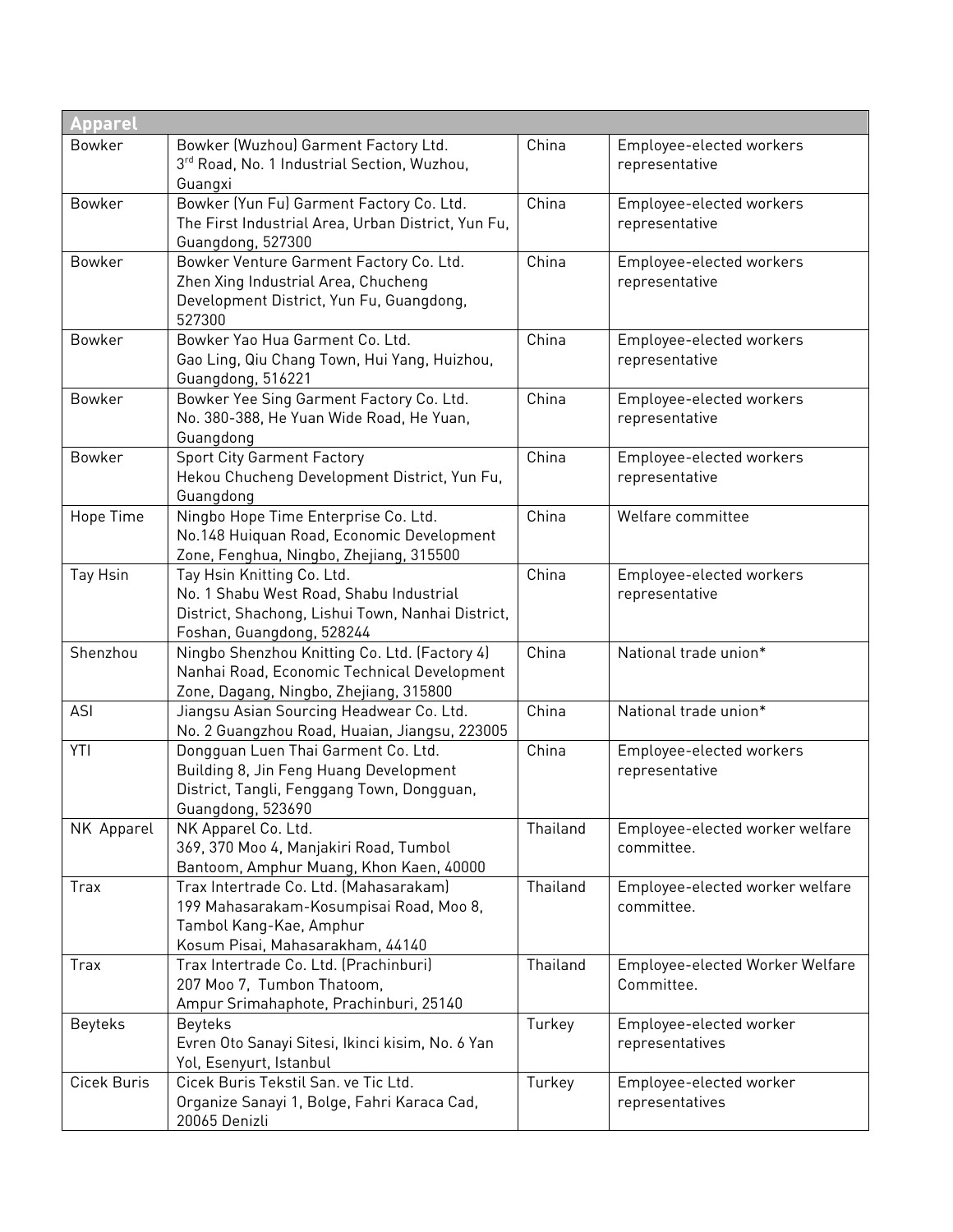| Apparel | | | |
|---|---|---|---|
| Bowker | Bowker (Wuzhou) Garment Factory Ltd.<br>3rd Road, No. 1 Industrial Section, Wuzhou, Guangxi | China | Employee-elected workers representative |
| Bowker | Bowker (Yun Fu) Garment Factory Co. Ltd.<br>The First Industrial Area, Urban District, Yun Fu, Guangdong, 527300 | China | Employee-elected workers representative |
| Bowker | Bowker Venture Garment Factory Co. Ltd.<br>Zhen Xing Industrial Area, Chucheng Development District, Yun Fu, Guangdong, 527300 | China | Employee-elected workers representative |
| Bowker | Bowker Yao Hua Garment Co. Ltd.<br>Gao Ling, Qiu Chang Town, Hui Yang, Huizhou, Guangdong, 516221 | China | Employee-elected workers representative |
| Bowker | Bowker Yee Sing Garment Factory Co. Ltd.<br>No. 380-388, He Yuan Wide Road, He Yuan, Guangdong | China | Employee-elected workers representative |
| Bowker | Sport City Garment Factory<br>Hekou Chucheng Development District, Yun Fu, Guangdong | China | Employee-elected workers representative |
| Hope Time | Ningbo Hope Time Enterprise Co. Ltd.<br>No.148 Huiquan Road, Economic Development Zone, Fenghua, Ningbo, Zhejiang, 315500 | China | Welfare committee |
| Tay Hsin | Tay Hsin Knitting Co. Ltd.<br>No. 1 Shabu West Road, Shabu Industrial District, Shachong, Lishui Town, Nanhai District, Foshan, Guangdong, 528244 | China | Employee-elected workers representative |
| Shenzhou | Ningbo Shenzhou Knitting Co. Ltd. (Factory 4)<br>Nanhai Road, Economic Technical Development Zone, Dagang, Ningbo, Zhejiang, 315800 | China | National trade union* |
| ASI | Jiangsu Asian Sourcing Headwear Co. Ltd.<br>No. 2 Guangzhou Road, Huaian, Jiangsu, 223005 | China | National trade union* |
| YTI | Dongguan Luen Thai Garment Co. Ltd.<br>Building 8, Jin Feng Huang Development District, Tangli, Fenggang Town, Dongguan, Guangdong, 523690 | China | Employee-elected workers representative |
| NK Apparel | NK Apparel Co. Ltd.<br>369, 370 Moo 4, Manjakiri Road, Tumbol Bantoom, Amphur Muang, Khon Kaen, 40000 | Thailand | Employee-elected worker welfare committee. |
| Trax | Trax Intertrade Co. Ltd. (Mahasarakam)<br>199 Mahasarakam-Kosumpisai Road, Moo 8, Tambol Kang-Kae, Amphur Kosum Pisai, Mahasarakham, 44140 | Thailand | Employee-elected worker welfare committee. |
| Trax | Trax Intertrade Co. Ltd. (Prachinburi)<br>207 Moo 7, Tumbon Thatoom, Ampur Srimahaphote, Prachinburi, 25140 | Thailand | Employee-elected Worker Welfare Committee. |
| Beyteks | Beyteks<br>Evren Oto Sanayi Sitesi, Ikinci kisim, No. 6 Yan Yol, Esenyurt, Istanbul | Turkey | Employee-elected worker representatives |
| Cicek Buris | Cicek Buris Tekstil San. ve Tic Ltd.<br>Organize Sanayi 1, Bolge, Fahri Karaca Cad, 20065 Denizli | Turkey | Employee-elected worker representatives |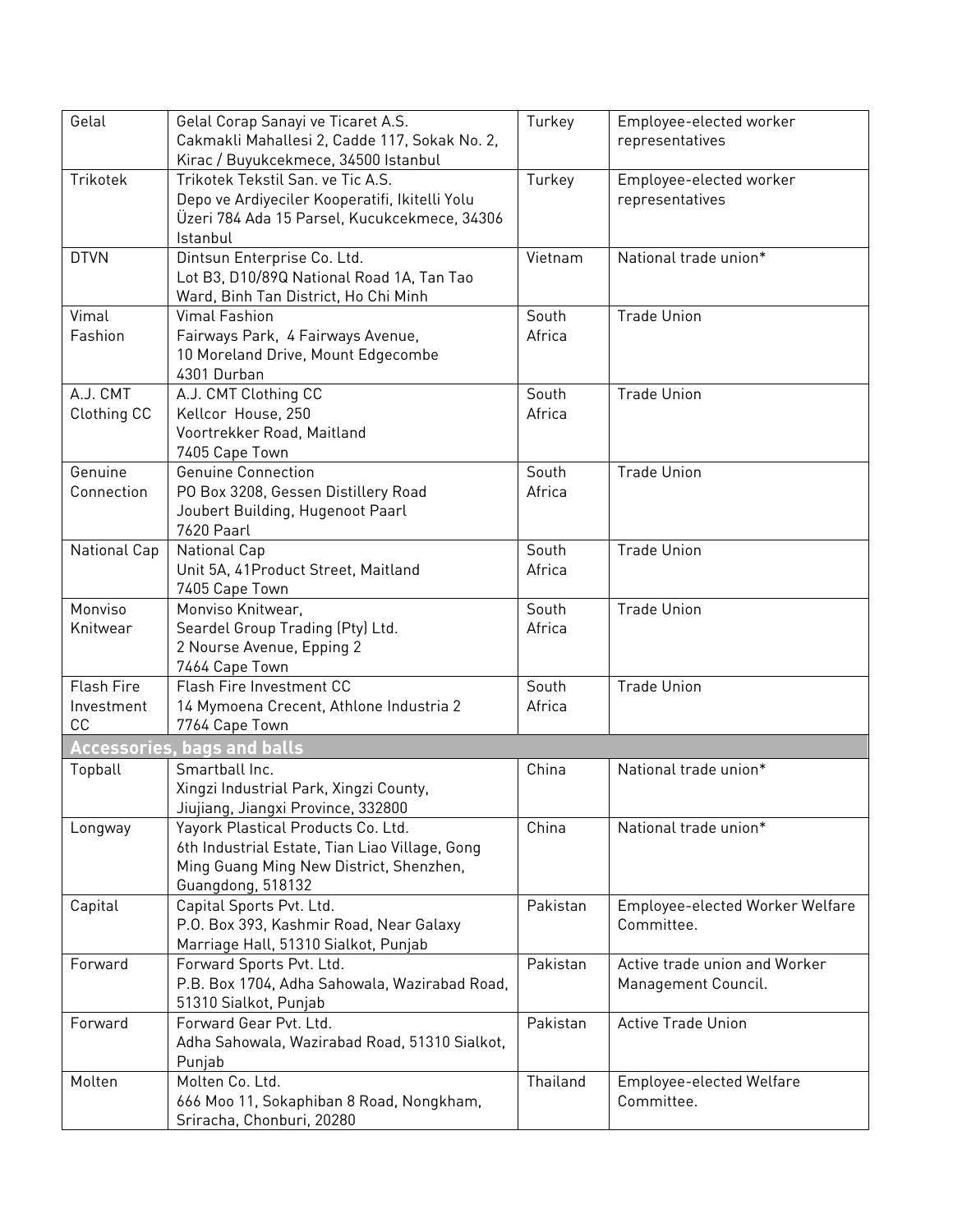| | | | |
|---|---|---|---|
| Gelal | Gelal Corap Sanayi ve Ticaret A.S.<br>Cakmakli Mahallesi 2, Cadde 117, Sokak No. 2, Kirac / Buyukcekmece, 34500 Istanbul | Turkey | Employee-elected worker representatives |
| Trikotek | Trikotek Tekstil San. ve Tic A.S.<br>Depo ve Ardiyeciler Kooperatifi, Ikitelli Yolu Üzeri 784 Ada 15 Parsel, Kucukcekmece, 34306 Istanbul | Turkey | Employee-elected worker representatives |
| DTVN | Dintsun Enterprise Co. Ltd.<br>Lot B3, D10/89Q National Road 1A, Tan Tao Ward, Binh Tan District, Ho Chi Minh | Vietnam | National trade union* |
| Vimal Fashion | Vimal Fashion<br>Fairways Park, 4 Fairways Avenue,<br>10 Moreland Drive, Mount Edgecombe<br>4301 Durban | South Africa | Trade Union |
| A.J. CMT Clothing CC | A.J. CMT Clothing CC<br>Kellcor House, 250<br>Voortrekker Road, Maitland<br>7405 Cape Town | South Africa | Trade Union |
| Genuine Connection | Genuine Connection<br>PO Box 3208, Gessen Distillery Road<br>Joubert Building, Hugenoot Paarl<br>7620 Paarl | South Africa | Trade Union |
| National Cap | National Cap<br>Unit 5A, 41Product Street, Maitland<br>7405 Cape Town | South Africa | Trade Union |
| Monviso Knitwear | Monviso Knitwear,<br>Seardel Group Trading (Pty) Ltd.<br>2 Nourse Avenue, Epping 2<br>7464 Cape Town | South Africa | Trade Union |
| Flash Fire Investment CC | Flash Fire Investment CC<br>14 Mymoena Crecent, Athlone Industria 2<br>7764 Cape Town | South Africa | Trade Union |
| **Accessories, bags and balls** | | | |
| Topball | Smartball Inc.<br>Xingzi Industrial Park, Xingzi County, Jiujiang, Jiangxi Province, 332800 | China | National trade union* |
| Longway | Yayork Plastical Products Co. Ltd.<br>6th Industrial Estate, Tian Liao Village, Gong Ming Guang Ming New District, Shenzhen, Guangdong, 518132 | China | National trade union* |
| Capital | Capital Sports Pvt. Ltd.<br>P.O. Box 393, Kashmir Road, Near Galaxy Marriage Hall, 51310 Sialkot, Punjab | Pakistan | Employee-elected Worker Welfare Committee. |
| Forward | Forward Sports Pvt. Ltd.<br>P.B. Box 1704, Adha Sahowala, Wazirabad Road, 51310 Sialkot, Punjab | Pakistan | Active trade union and Worker Management Council. |
| Forward | Forward Gear Pvt. Ltd.<br>Adha Sahowala, Wazirabad Road, 51310 Sialkot, Punjab | Pakistan | Active Trade Union |
| Molten | Molten Co. Ltd.<br>666 Moo 11, Sokaphiban 8 Road, Nongkham, Sriracha, Chonburi, 20280 | Thailand | Employee-elected Welfare Committee. |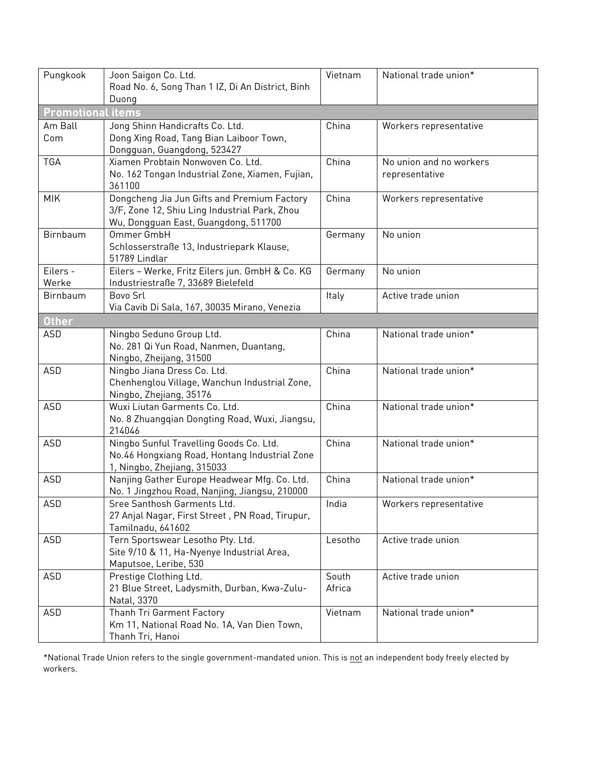| | | | |
|---|---|---|---|
| Pungkook | Joon Saigon Co. Ltd.<br>Road No. 6, Song Than 1 IZ, Di An District, Binh Duong | Vietnam | National trade union* |
| **Promotional items** | | | |
| Am Ball Com | Jong Shinn Handicrafts Co. Ltd.<br>Dong Xing Road, Tang Bian Laiboor Town, Dongguan, Guangdong, 523427 | China | Workers representative |
| TGA | Xiamen Probtain Nonwoven Co. Ltd.<br>No. 162 Tongan Industrial Zone, Xiamen, Fujian, 361100 | China | No union and no workers representative |
| MIK | Dongcheng Jia Jun Gifts and Premium Factory<br>3/F, Zone 12, Shiu Ling Industrial Park, Zhou Wu, Dongguan East, Guangdong, 511700 | China | Workers representative |
| Birnbaum | Ommer GmbH<br>Schlosserstraße 13, Industriepark Klause, 51789 Lindlar | Germany | No union |
| Eilers - Werke | Eilers – Werke, Fritz Eilers jun. GmbH & Co. KG<br>Industriestraße 7, 33689 Bielefeld | Germany | No union |
| Birnbaum | Bovo Srl<br>Via Cavib Di Sala, 167, 30035 Mirano, Venezia | Italy | Active trade union |
| **Other** | | | |
| ASD | Ningbo Seduno Group Ltd.<br>No. 281 Qi Yun Road, Nanmen, Duantang, Ningbo, Zheijang, 31500 | China | National trade union* |
| ASD | Ningbo Jiana Dress Co. Ltd.<br>Chenhenglou Village, Wanchun Industrial Zone, Ningbo, Zhejiang, 35176 | China | National trade union* |
| ASD | Wuxi Liutan Garments Co. Ltd.<br>No. 8 Zhuangqian Dongting Road, Wuxi, Jiangsu, 214046 | China | National trade union* |
| ASD | Ningbo Sunful Travelling Goods Co. Ltd.<br>No.46 Hongxiang Road, Hontang Industrial Zone 1, Ningbo, Zhejiang, 315033 | China | National trade union* |
| ASD | Nanjing Gather Europe Headwear Mfg. Co. Ltd.<br>No. 1 Jingzhou Road, Nanjing, Jiangsu, 210000 | China | National trade union* |
| ASD | Sree Santhosh Garments Ltd.<br>27 Anjal Nagar, First Street , PN Road, Tirupur, Tamilnadu, 641602 | India | Workers representative |
| ASD | Tern Sportswear Lesotho Pty. Ltd.<br>Site 9/10 & 11, Ha-Nyenye Industrial Area, Maputsoe, Leribe, 530 | Lesotho | Active trade union |
| ASD | Prestige Clothing Ltd.<br>21 Blue Street, Ladysmith, Durban, Kwa-Zulu-Natal, 3370 | South Africa | Active trade union |
| ASD | Thanh Tri Garment Factory<br>Km 11, National Road No. 1A, Van Dien Town, Thanh Tri, Hanoi | Vietnam | National trade union* |

*National Trade Union refers to the single government-mandated union. This is not an independent body freely elected by workers.